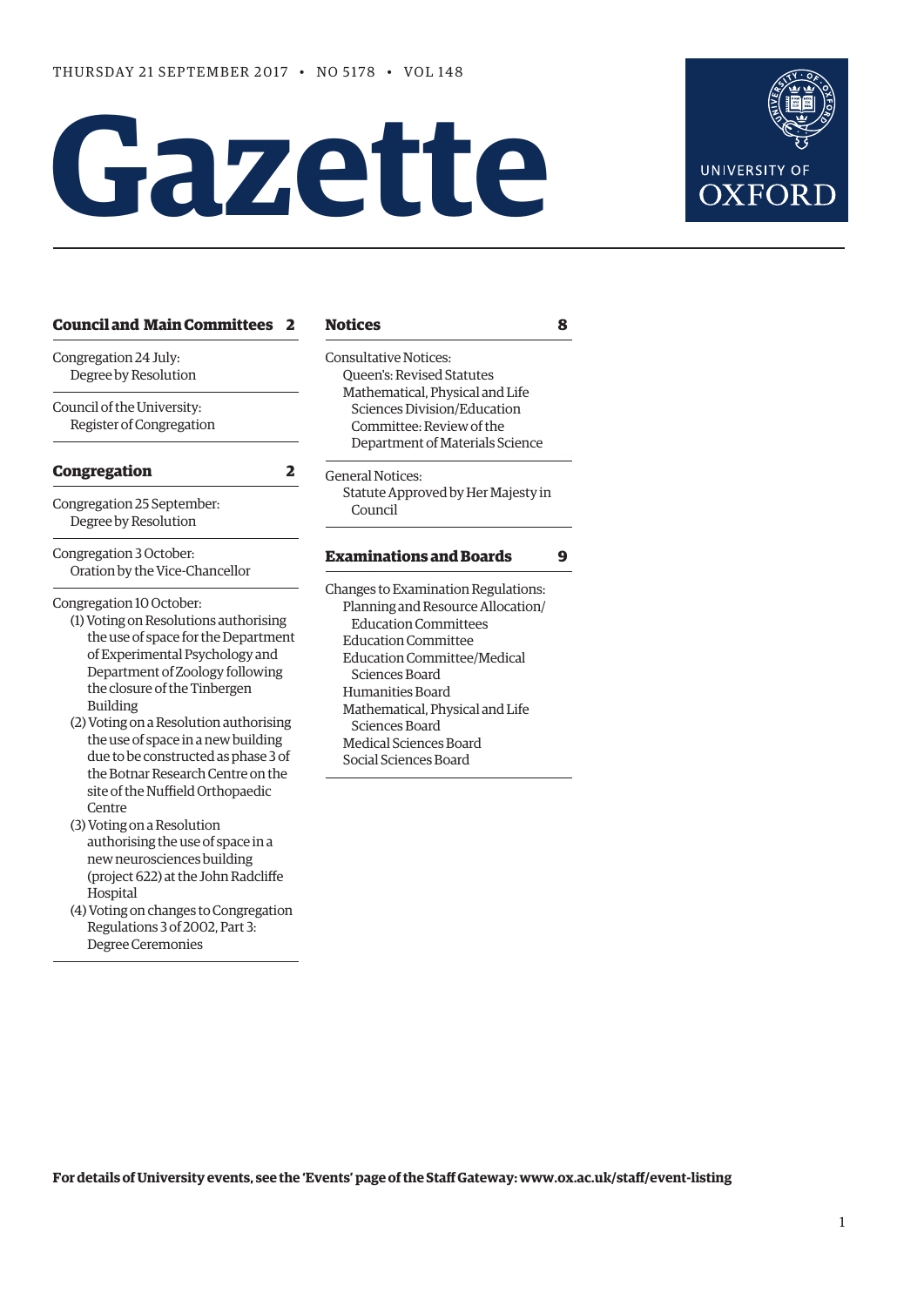THURSDAY 21 SEPTEMBER 2017 • NO 5178 • VOL 148

# Gazette

UNIVERSITY OF OXFORD

## Council and Main Committees 2

Congregation 24 July:
Degree by Resolution

Council of the University:
Register of Congregation

## Congregation 2

Congregation 25 September:
Degree by Resolution

Congregation 3 October:
Oration by the Vice-Chancellor

Congregation 10 October:
(1) Voting on Resolutions authorising the use of space for the Department of Experimental Psychology and Department of Zoology following the closure of the Tinbergen Building
(2) Voting on a Resolution authorising the use of space in a new building due to be constructed as phase 3 of the Botnar Research Centre on the site of the Nuffield Orthopaedic Centre
(3) Voting on a Resolution authorising the use of space in a new neurosciences building (project 622) at the John Radcliffe Hospital
(4) Voting on changes to Congregation Regulations 3 of 2002, Part 3: Degree Ceremonies

## Notices 8

Consultative Notices:
Queen's: Revised Statutes
Mathematical, Physical and Life Sciences Division/Education Committee: Review of the Department of Materials Science

General Notices:
Statute Approved by Her Majesty in Council

## Examinations and Boards 9

Changes to Examination Regulations:
Planning and Resource Allocation/Education Committees
Education Committee
Education Committee/Medical Sciences Board
Humanities Board
Mathematical, Physical and Life Sciences Board
Medical Sciences Board
Social Sciences Board

**For details of University events, see the 'Events' page of the Staff Gateway: www.ox.ac.uk/staff/event-listing**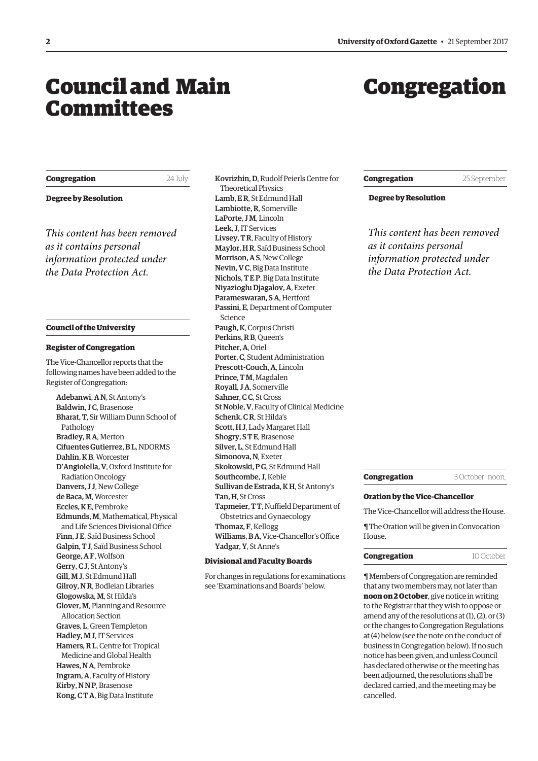# Council and Main Committees

**Congregation** 24 July

**Degree by Resolution**

*This content has been removed as it contains personal information protected under the Data Protection Act.*

**Council of the University**

**Register of Congregation**

The Vice-Chancellor reports that the following names have been added to the Register of Congregation:

**Adebanwi, A N**, St Antony's
**Baldwin, J C**, Brasenose
**Bharat, T**, Sir William Dunn School of Pathology
**Bradley, R A**, Merton
**Cifuentes Gutierrez, B L**, NDORMS
**Dahlin, K B**, Worcester
**D'Angiolella, V**, Oxford Institute for Radiation Oncology
**Danvers, J J**, New College
**de Baca, M**, Worcester
**Eccles, K E**, Pembroke
**Edmunds, M**, Mathematical, Physical and Life Sciences Divisional Office
**Finn, J E**, Saïd Business School
**Galpin, T J**, Saïd Business School
**George, A F**, Wolfson
**Gerry, C J**, St Antony's
**Gill, M J**, St Edmund Hall
**Gilroy, N R**, Bodleian Libraries
**Glogowska, M**, St Hilda's
**Glover, M**, Planning and Resource Allocation Section
**Graves, L**, Green Templeton
**Hadley, M J**, IT Services
**Hamers, R L**, Centre for Tropical Medicine and Global Health
**Hawes, N A**, Pembroke
**Ingram, A**, Faculty of History
**Kirby, N N P**, Brasenose
**Kong, C T A**, Big Data Institute
**Kovrizhin, D**, Rudolf Peierls Centre for Theoretical Physics
**Lamb, E R**, St Edmund Hall
**Lambiotte, R**, Somerville
**LaPorte, J M**, Lincoln
**Leek, J**, IT Services
**Livsey, T R**, Faculty of History
**Maylor, H R**, Saïd Business School
**Morrison, A S**, New College
**Nevin, V C**, Big Data Institute
**Nichols, T E P**, Big Data Institute
**Niyazioglu Djagalov, A**, Exeter
**Parameswaran, S A**, Hertford
**Passini, E**, Department of Computer Science
**Paugh, K**, Corpus Christi
**Perkins, R B**, Queen's
**Pitcher, A**, Oriel
**Porter, C**, Student Administration
**Prescott-Couch, A**, Lincoln
**Prince, T M**, Magdalen
**Royall, J A**, Somerville
**Sahner, C C**, St Cross
**St Noble, V**, Faculty of Clinical Medicine
**Schenk, C R**, St Hilda's
**Scott, H J**, Lady Margaret Hall
**Shogry, S T E**, Brasenose
**Silver, L**, St Edmund Hall
**Simonova, N**, Exeter
**Skokowski, P G**, St Edmund Hall
**Southcombe, J**, Keble
**Sullivan de Estrada, K H**, St Antony's
**Tan, H**, St Cross
**Tapmeier, T T**, Nuffield Department of Obstetrics and Gynaecology
**Thomaz, F**, Kellogg
**Williams, B A**, Vice-Chancellor's Office
**Yadgar, Y**, St Anne's

**Divisional and Faculty Boards**

For changes in regulations for examinations see 'Examinations and Boards' below.

# Congregation

**Congregation** 25 September

**Degree by Resolution**

*This content has been removed as it contains personal information protected under the Data Protection Act.*

**Congregation** 3 October noon,

**Oration by the Vice-Chancellor**

The Vice-Chancellor will address the House.

¶ The Oration will be given in Convocation House.

**Congregation** 10 October

¶ Members of Congregation are reminded that any two members may, not later than **noon on 2 October**, give notice in writing to the Registrar that they wish to oppose or amend any of the resolutions at (1), (2), or (3) or the changes to Congregation Regulations at (4) below (see the note on the conduct of business in Congregation below). If no such notice has been given, and unless Council has declared otherwise or the meeting has been adjourned, the resolutions shall be declared carried, and the meeting may be cancelled.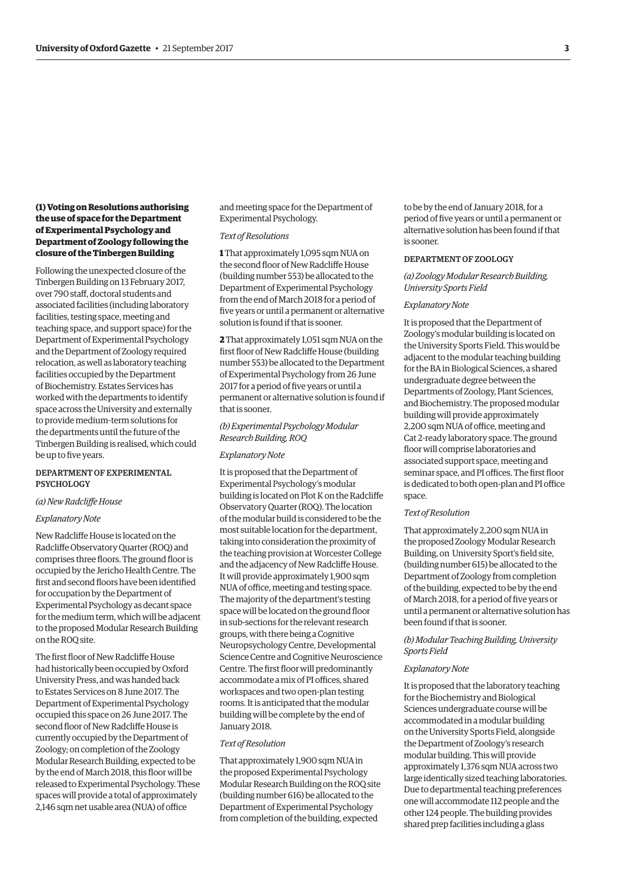### (1) Voting on Resolutions authorising the use of space for the Department of Experimental Psychology and Department of Zoology following the closure of the Tinbergen Building

Following the unexpected closure of the Tinbergen Building on 13 February 2017, over 790 staff, doctoral students and associated facilities (including laboratory facilities, testing space, meeting and teaching space, and support space) for the Department of Experimental Psychology and the Department of Zoology required relocation, as well as laboratory teaching facilities occupied by the Department of Biochemistry. Estates Services has worked with the departments to identify space across the University and externally to provide medium-term solutions for the departments until the future of the Tinbergen Building is realised, which could be up to five years.

#### DEPARTMENT OF EXPERIMENTAL PSYCHOLOGY

*(a) New Radcliffe House*

*Explanatory Note*

New Radcliffe House is located on the Radcliffe Observatory Quarter (ROQ) and comprises three floors. The ground floor is occupied by the Jericho Health Centre. The first and second floors have been identified for occupation by the Department of Experimental Psychology as decant space for the medium term, which will be adjacent to the proposed Modular Research Building on the ROQ site.

The first floor of New Radcliffe House had historically been occupied by Oxford University Press, and was handed back to Estates Services on 8 June 2017. The Department of Experimental Psychology occupied this space on 26 June 2017. The second floor of New Radcliffe House is currently occupied by the Department of Zoology; on completion of the Zoology Modular Research Building, expected to be by the end of March 2018, this floor will be released to Experimental Psychology. These spaces will provide a total of approximately 2,146 sqm net usable area (NUA) of office and meeting space for the Department of Experimental Psychology.

*Text of Resolutions*

**1** That approximately 1,095 sqm NUA on the second floor of New Radcliffe House (building number 553) be allocated to the Department of Experimental Psychology from the end of March 2018 for a period of five years or until a permanent or alternative solution is found if that is sooner.

**2** That approximately 1,051 sqm NUA on the first floor of New Radcliffe House (building number 553) be allocated to the Department of Experimental Psychology from 26 June 2017 for a period of five years or until a permanent or alternative solution is found if that is sooner.

*(b) Experimental Psychology Modular Research Building, ROQ*

*Explanatory Note*

It is proposed that the Department of Experimental Psychology's modular building is located on Plot K on the Radcliffe Observatory Quarter (ROQ). The location of the modular build is considered to be the most suitable location for the department, taking into consideration the proximity of the teaching provision at Worcester College and the adjacency of New Radcliffe House. It will provide approximately 1,900 sqm NUA of office, meeting and testing space. The majority of the department's testing space will be located on the ground floor in sub-sections for the relevant research groups, with there being a Cognitive Neuropsychology Centre, Developmental Science Centre and Cognitive Neuroscience Centre. The first floor will predominantly accommodate a mix of PI offices, shared workspaces and two open-plan testing rooms. It is anticipated that the modular building will be complete by the end of January 2018.

*Text of Resolution*

That approximately 1,900 sqm NUA in the proposed Experimental Psychology Modular Research Building on the ROQ site (building number 616) be allocated to the Department of Experimental Psychology from completion of the building, expected to be by the end of January 2018, for a period of five years or until a permanent or alternative solution has been found if that is sooner.

#### DEPARTMENT OF ZOOLOGY

*(a) Zoology Modular Research Building, University Sports Field*

*Explanatory Note*

It is proposed that the Department of Zoology's modular building is located on the University Sports Field. This would be adjacent to the modular teaching building for the BA in Biological Sciences, a shared undergraduate degree between the Departments of Zoology, Plant Sciences, and Biochemistry. The proposed modular building will provide approximately 2,200 sqm NUA of office, meeting and Cat 2-ready laboratory space. The ground floor will comprise laboratories and associated support space, meeting and seminar space, and PI offices. The first floor is dedicated to both open-plan and PI office space.

*Text of Resolution*

That approximately 2,200 sqm NUA in the proposed Zoology Modular Research Building, on University Sport's field site, (building number 615) be allocated to the Department of Zoology from completion of the building, expected to be by the end of March 2018, for a period of five years or until a permanent or alternative solution has been found if that is sooner.

*(b) Modular Teaching Building, University Sports Field*

*Explanatory Note*

It is proposed that the laboratory teaching for the Biochemistry and Biological Sciences undergraduate course will be accommodated in a modular building on the University Sports Field, alongside the Department of Zoology's research modular building. This will provide approximately 1,376 sqm NUA across two large identically sized teaching laboratories. Due to departmental teaching preferences one will accommodate 112 people and the other 124 people. The building provides shared prep facilities including a glass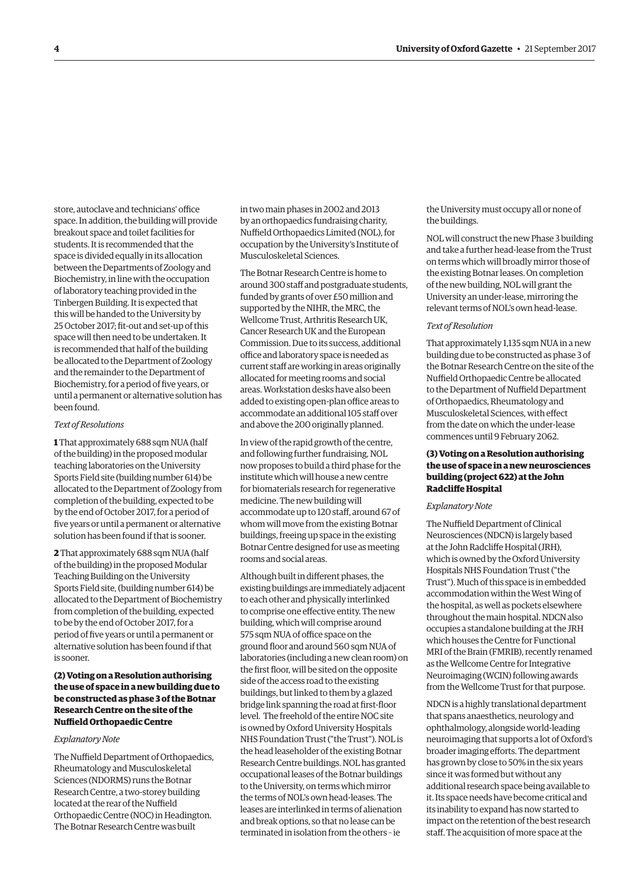store, autoclave and technicians' office space. In addition, the building will provide breakout space and toilet facilities for students. It is recommended that the space is divided equally in its allocation between the Departments of Zoology and Biochemistry, in line with the occupation of laboratory teaching provided in the Tinbergen Building. It is expected that this will be handed to the University by 25 October 2017; fit-out and set-up of this space will then need to be undertaken. It is recommended that half of the building be allocated to the Department of Zoology and the remainder to the Department of Biochemistry, for a period of five years, or until a permanent or alternative solution has been found.

*Text of Resolutions*

**1** That approximately 688 sqm NUA (half of the building) in the proposed modular teaching laboratories on the University Sports Field site (building number 614) be allocated to the Department of Zoology from completion of the building, expected to be by the end of October 2017, for a period of five years or until a permanent or alternative solution has been found if that is sooner.

**2** That approximately 688 sqm NUA (half of the building) in the proposed Modular Teaching Building on the University Sports Field site, (building number 614) be allocated to the Department of Biochemistry from completion of the building, expected to be by the end of October 2017, for a period of five years or until a permanent or alternative solution has been found if that is sooner.

### (2) Voting on a Resolution authorising the use of space in a new building due to be constructed as phase 3 of the Botnar Research Centre on the site of the Nuffield Orthopaedic Centre

*Explanatory Note*

The Nuffield Department of Orthopaedics, Rheumatology and Musculoskeletal Sciences (NDORMS) runs the Botnar Research Centre, a two-storey building located at the rear of the Nuffield Orthopaedic Centre (NOC) in Headington. The Botnar Research Centre was built in two main phases in 2002 and 2013 by an orthopaedics fundraising charity, Nuffield Orthopaedics Limited (NOL), for occupation by the University's Institute of Musculoskeletal Sciences.

The Botnar Research Centre is home to around 300 staff and postgraduate students, funded by grants of over £50 million and supported by the NIHR, the MRC, the Wellcome Trust, Arthritis Research UK, Cancer Research UK and the European Commission. Due to its success, additional office and laboratory space is needed as current staff are working in areas originally allocated for meeting rooms and social areas. Workstation desks have also been added to existing open-plan office areas to accommodate an additional 105 staff over and above the 200 originally planned.

In view of the rapid growth of the centre, and following further fundraising, NOL now proposes to build a third phase for the institute which will house a new centre for biomaterials research for regenerative medicine. The new building will accommodate up to 120 staff, around 67 of whom will move from the existing Botnar buildings, freeing up space in the existing Botnar Centre designed for use as meeting rooms and social areas.

Although built in different phases, the existing buildings are immediately adjacent to each other and physically interlinked to comprise one effective entity. The new building, which will comprise around 575 sqm NUA of office space on the ground floor and around 560 sqm NUA of laboratories (including a new clean room) on the first floor, will be sited on the opposite side of the access road to the existing buildings, but linked to them by a glazed bridge link spanning the road at first-floor level. The freehold of the entire NOC site is owned by Oxford University Hospitals NHS Foundation Trust ("the Trust"). NOL is the head leaseholder of the existing Botnar Research Centre buildings. NOL has granted occupational leases of the Botnar buildings to the University, on terms which mirror the terms of NOL's own head-leases. The leases are interlinked in terms of alienation and break options, so that no lease can be terminated in isolation from the others – ie the University must occupy all or none of the buildings.

NOL will construct the new Phase 3 building and take a further head-lease from the Trust on terms which will broadly mirror those of the existing Botnar leases. On completion of the new building, NOL will grant the University an under-lease, mirroring the relevant terms of NOL's own head-lease.

*Text of Resolution*

That approximately 1,135 sqm NUA in a new building due to be constructed as phase 3 of the Botnar Research Centre on the site of the Nuffield Orthopaedic Centre be allocated to the Department of Nuffield Department of Orthopaedics, Rheumatology and Musculoskeletal Sciences, with effect from the date on which the under-lease commences until 9 February 2062.

### (3) Voting on a Resolution authorising the use of space in a new neurosciences building (project 622) at the John Radcliffe Hospital

*Explanatory Note*

The Nuffield Department of Clinical Neurosciences (NDCN) is largely based at the John Radcliffe Hospital (JRH), which is owned by the Oxford University Hospitals NHS Foundation Trust ("the Trust"). Much of this space is in embedded accommodation within the West Wing of the hospital, as well as pockets elsewhere throughout the main hospital. NDCN also occupies a standalone building at the JRH which houses the Centre for Functional MRI of the Brain (FMRIB), recently renamed as the Wellcome Centre for Integrative Neuroimaging (WCIN) following awards from the Wellcome Trust for that purpose.

NDCN is a highly translational department that spans anaesthetics, neurology and ophthalmology, alongside world-leading neuroimaging that supports a lot of Oxford's broader imaging efforts. The department has grown by close to 50% in the six years since it was formed but without any additional research space being available to it. Its space needs have become critical and its inability to expand has now started to impact on the retention of the best research staff. The acquisition of more space at the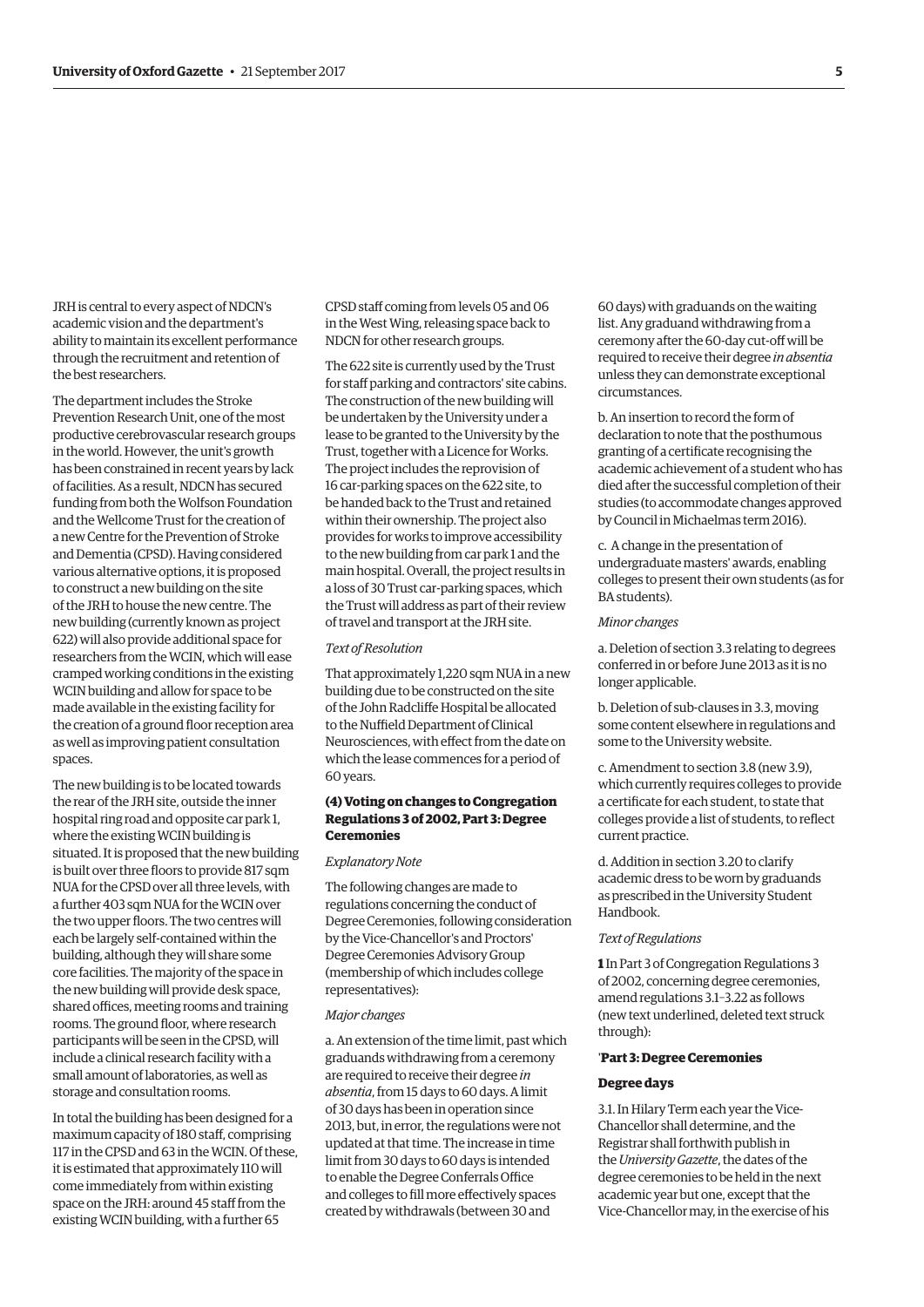JRH is central to every aspect of NDCN's academic vision and the department's ability to maintain its excellent performance through the recruitment and retention of the best researchers.

The department includes the Stroke Prevention Research Unit, one of the most productive cerebrovascular research groups in the world. However, the unit's growth has been constrained in recent years by lack of facilities. As a result, NDCN has secured funding from both the Wolfson Foundation and the Wellcome Trust for the creation of a new Centre for the Prevention of Stroke and Dementia (CPSD). Having considered various alternative options, it is proposed to construct a new building on the site of the JRH to house the new centre. The new building (currently known as project 622) will also provide additional space for researchers from the WCIN, which will ease cramped working conditions in the existing WCIN building and allow for space to be made available in the existing facility for the creation of a ground floor reception area as well as improving patient consultation spaces.

The new building is to be located towards the rear of the JRH site, outside the inner hospital ring road and opposite car park 1, where the existing WCIN building is situated. It is proposed that the new building is built over three floors to provide 817 sqm NUA for the CPSD over all three levels, with a further 403 sqm NUA for the WCIN over the two upper floors. The two centres will each be largely self-contained within the building, although they will share some core facilities. The majority of the space in the new building will provide desk space, shared offices, meeting rooms and training rooms. The ground floor, where research participants will be seen in the CPSD, will include a clinical research facility with a small amount of laboratories, as well as storage and consultation rooms.

In total the building has been designed for a maximum capacity of 180 staff, comprising 117 in the CPSD and 63 in the WCIN. Of these, it is estimated that approximately 110 will come immediately from within existing space on the JRH: around 45 staff from the existing WCIN building, with a further 65 CPSD staff coming from levels 05 and 06 in the West Wing, releasing space back to NDCN for other research groups.

The 622 site is currently used by the Trust for staff parking and contractors' site cabins. The construction of the new building will be undertaken by the University under a lease to be granted to the University by the Trust, together with a Licence for Works. The project includes the reprovision of 16 car-parking spaces on the 622 site, to be handed back to the Trust and retained within their ownership. The project also provides for works to improve accessibility to the new building from car park 1 and the main hospital. Overall, the project results in a loss of 30 Trust car-parking spaces, which the Trust will address as part of their review of travel and transport at the JRH site.

*Text of Resolution*

That approximately 1,220 sqm NUA in a new building due to be constructed on the site of the John Radcliffe Hospital be allocated to the Nuffield Department of Clinical Neurosciences, with effect from the date on which the lease commences for a period of 60 years.

### (4) Voting on changes to Congregation Regulations 3 of 2002, Part 3: Degree Ceremonies

*Explanatory Note*

The following changes are made to regulations concerning the conduct of Degree Ceremonies, following consideration by the Vice-Chancellor's and Proctors' Degree Ceremonies Advisory Group (membership of which includes college representatives):

*Major changes*

a. An extension of the time limit, past which graduands withdrawing from a ceremony are required to receive their degree *in absentia*, from 15 days to 60 days. A limit of 30 days has been in operation since 2013, but, in error, the regulations were not updated at that time. The increase in time limit from 30 days to 60 days is intended to enable the Degree Conferrals Office and colleges to fill more effectively spaces created by withdrawals (between 30 and 60 days) with graduands on the waiting list. Any graduand withdrawing from a ceremony after the 60-day cut-off will be required to receive their degree *in absentia* unless they can demonstrate exceptional circumstances.

b. An insertion to record the form of declaration to note that the posthumous granting of a certificate recognising the academic achievement of a student who has died after the successful completion of their studies (to accommodate changes approved by Council in Michaelmas term 2016).

c. A change in the presentation of undergraduate masters' awards, enabling colleges to present their own students (as for BA students).

*Minor changes*

a. Deletion of section 3.3 relating to degrees conferred in or before June 2013 as it is no longer applicable.

b. Deletion of sub-clauses in 3.3, moving some content elsewhere in regulations and some to the University website.

c. Amendment to section 3.8 (new 3.9), which currently requires colleges to provide a certificate for each student, to state that colleges provide a list of students, to reflect current practice.

d. Addition in section 3.20 to clarify academic dress to be worn by graduands as prescribed in the University Student Handbook.

*Text of Regulations*

**1** In Part 3 of Congregation Regulations 3 of 2002, concerning degree ceremonies, amend regulations 3.1–3.22 as follows (new text underlined, deleted text struck through):

'**Part 3: Degree Ceremonies**

**Degree days**

3.1. In Hilary Term each year the Vice-Chancellor shall determine, and the Registrar shall forthwith publish in the *University Gazette*, the dates of the degree ceremonies to be held in the next academic year but one, except that the Vice-Chancellor may, in the exercise of his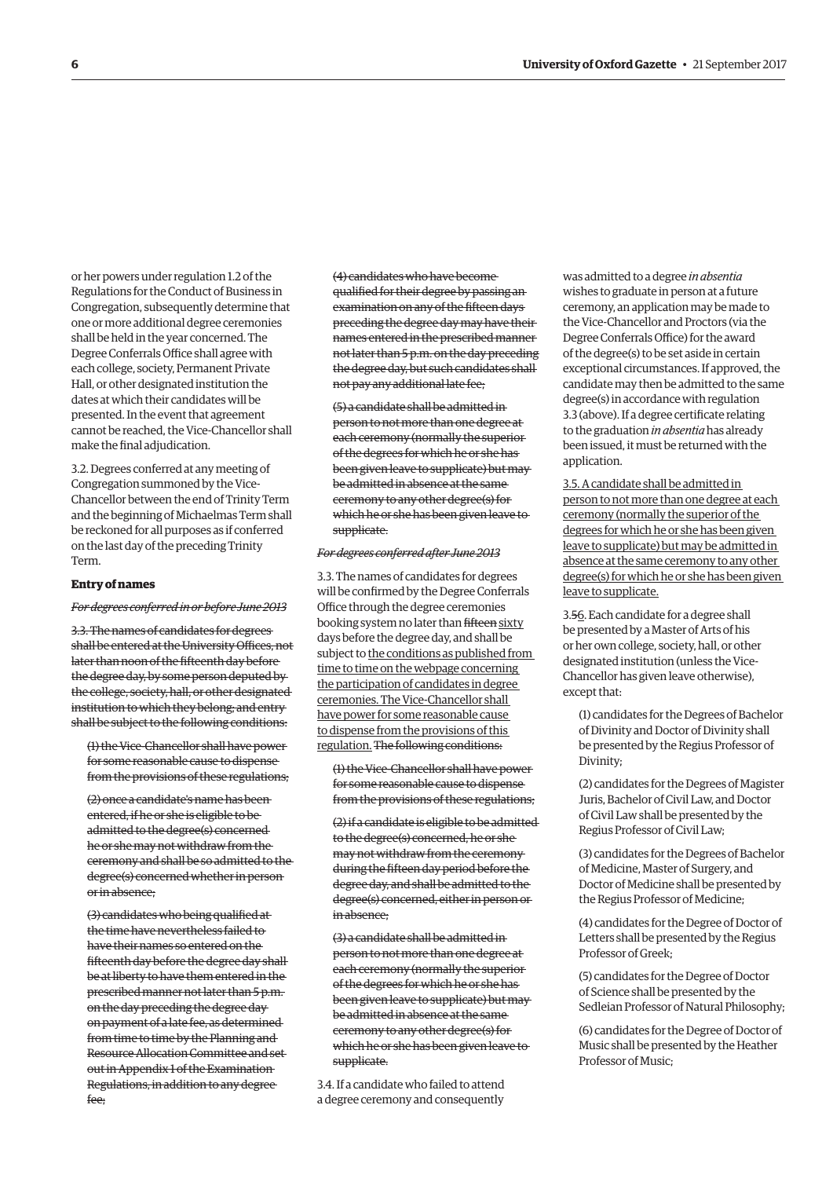or her powers under regulation 1.2 of the Regulations for the Conduct of Business in Congregation, subsequently determine that one or more additional degree ceremonies shall be held in the year concerned. The Degree Conferrals Office shall agree with each college, society, Permanent Private Hall, or other designated institution the dates at which their candidates will be presented. In the event that agreement cannot be reached, the Vice-Chancellor shall make the final adjudication.

3.2. Degrees conferred at any meeting of Congregation summoned by the Vice-Chancellor between the end of Trinity Term and the beginning of Michaelmas Term shall be reckoned for all purposes as if conferred on the last day of the preceding Trinity Term.

**Entry of names**

~~*For degrees conferred in or before June 2013*~~

~~3.3. The names of candidates for degrees shall be entered at the University Offices, not later than noon of the fifteenth day before the degree day, by some person deputed by the college, society, hall, or other designated institution to which they belong, and entry shall be subject to the following conditions:~~

~~(1) the Vice-Chancellor shall have power for some reasonable cause to dispense from the provisions of these regulations;~~

~~(2) once a candidate's name has been entered, if he or she is eligible to be admitted to the degree(s) concerned he or she may not withdraw from the ceremony and shall be so admitted to the degree(s) concerned whether in person or in absence;~~

~~(3) candidates who being qualified at the time have nevertheless failed to have their names so entered on the fifteenth day before the degree day shall be at liberty to have them entered in the prescribed manner not later than 5 p.m. on the day preceding the degree day on payment of a late fee, as determined from time to time by the Planning and Resource Allocation Committee and set out in Appendix 1 of the Examination Regulations, in addition to any degree fee;~~

~~(4) candidates who have become qualified for their degree by passing an examination on any of the fifteen days preceding the degree day may have their names entered in the prescribed manner not later than 5 p.m. on the day preceding the degree day, but such candidates shall not pay any additional late fee;~~

~~(5) a candidate shall be admitted in person to not more than one degree at each ceremony (normally the superior of the degrees for which he or she has been given leave to supplicate) but may be admitted in absence at the same ceremony to any other degree(s) for which he or she has been given leave to supplicate.~~

~~*For degrees conferred after June 2013*~~

3.3. The names of candidates for degrees will be confirmed by the Degree Conferrals Office through the degree ceremonies booking system no later than ~~fifteen~~ <u>sixty</u> days before the degree day, and shall be subject to <u>the conditions as published from time to time on the webpage concerning the participation of candidates in degree ceremonies. The Vice-Chancellor shall have power for some reasonable cause to dispense from the provisions of this regulation.</u> ~~The following conditions:~~

~~(1) the Vice-Chancellor shall have power for some reasonable cause to dispense from the provisions of these regulations;~~

~~(2) if a candidate is eligible to be admitted to the degree(s) concerned, he or she may not withdraw from the ceremony during the fifteen day period before the degree day, and shall be admitted to the degree(s) concerned, either in person or in absence;~~

~~(3) a candidate shall be admitted in person to not more than one degree at each ceremony (normally the superior of the degrees for which he or she has been given leave to supplicate) but may be admitted in absence at the same ceremony to any other degree(s) for which he or she has been given leave to supplicate.~~

3.4. If a candidate who failed to attend a degree ceremony and consequently was admitted to a degree *in absentia* wishes to graduate in person at a future ceremony, an application may be made to the Vice-Chancellor and Proctors (via the Degree Conferrals Office) for the award of the degree(s) to be set aside in certain exceptional circumstances. If approved, the candidate may then be admitted to the same degree(s) in accordance with regulation 3.3 (above). If a degree certificate relating to the graduation *in absentia* has already been issued, it must be returned with the application.

<u>3.5. A candidate shall be admitted in person to not more than one degree at each ceremony (normally the superior of the degrees for which he or she has been given leave to supplicate) but may be admitted in absence at the same ceremony to any other degree(s) for which he or she has been given leave to supplicate.</u>

3.~~5~~<u>6</u>. Each candidate for a degree shall be presented by a Master of Arts of his or her own college, society, hall, or other designated institution (unless the Vice-Chancellor has given leave otherwise), except that:

(1) candidates for the Degrees of Bachelor of Divinity and Doctor of Divinity shall be presented by the Regius Professor of Divinity;

(2) candidates for the Degrees of Magister Juris, Bachelor of Civil Law, and Doctor of Civil Law shall be presented by the Regius Professor of Civil Law;

(3) candidates for the Degrees of Bachelor of Medicine, Master of Surgery, and Doctor of Medicine shall be presented by the Regius Professor of Medicine;

(4) candidates for the Degree of Doctor of Letters shall be presented by the Regius Professor of Greek;

(5) candidates for the Degree of Doctor of Science shall be presented by the Sedleian Professor of Natural Philosophy;

(6) candidates for the Degree of Doctor of Music shall be presented by the Heather Professor of Music;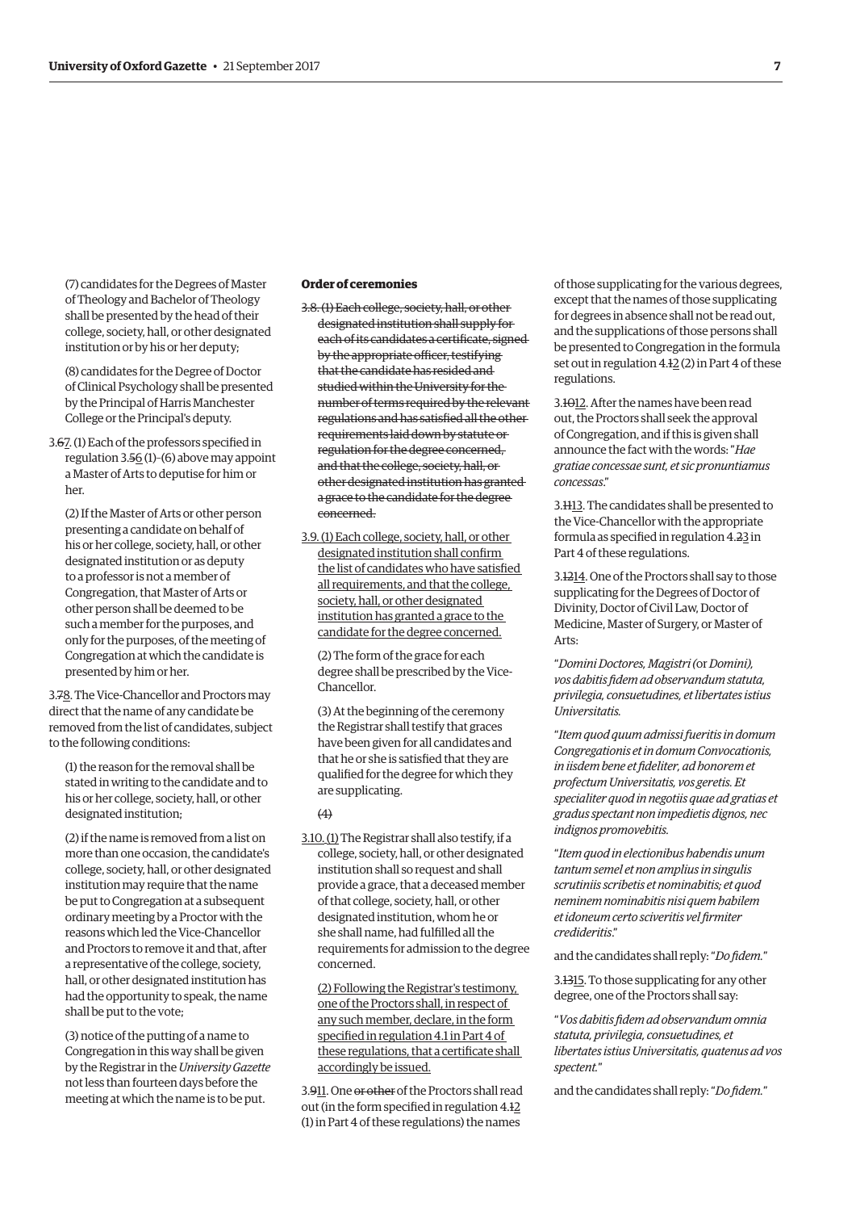(7) candidates for the Degrees of Master of Theology and Bachelor of Theology shall be presented by the head of their college, society, hall, or other designated institution or by his or her deputy;

(8) candidates for the Degree of Doctor of Clinical Psychology shall be presented by the Principal of Harris Manchester College or the Principal's deputy.

3.~~6~~7. (1) Each of the professors specified in regulation 3.~~5~~6 (1)–(6) above may appoint a Master of Arts to deputise for him or her.

(2) If the Master of Arts or other person presenting a candidate on behalf of his or her college, society, hall, or other designated institution or as deputy to a professor is not a member of Congregation, that Master of Arts or other person shall be deemed to be such a member for the purposes, and only for the purposes, of the meeting of Congregation at which the candidate is presented by him or her.

3.~~7~~8. The Vice-Chancellor and Proctors may direct that the name of any candidate be removed from the list of candidates, subject to the following conditions:

(1) the reason for the removal shall be stated in writing to the candidate and to his or her college, society, hall, or other designated institution;

(2) if the name is removed from a list on more than one occasion, the candidate's college, society, hall, or other designated institution may require that the name be put to Congregation at a subsequent ordinary meeting by a Proctor with the reasons which led the Vice-Chancellor and Proctors to remove it and that, after a representative of the college, society, hall, or other designated institution has had the opportunity to speak, the name shall be put to the vote;

(3) notice of the putting of a name to Congregation in this way shall be given by the Registrar in the *University Gazette* not less than fourteen days before the meeting at which the name is to be put.

**Order of ceremonies**

~~3.8. (1) Each college, society, hall, or other designated institution shall supply for each of its candidates a certificate, signed by the appropriate officer, testifying that the candidate has resided and studied within the University for the number of terms required by the relevant regulations and has satisfied all the other requirements laid down by statute or regulation for the degree concerned, and that the college, society, hall, or other designated institution has granted a grace to the candidate for the degree concerned.~~

3.9. (1) Each college, society, hall, or other designated institution shall confirm the list of candidates who have satisfied all requirements, and that the college, society, hall, or other designated institution has granted a grace to the candidate for the degree concerned.

(2) The form of the grace for each degree shall be prescribed by the Vice-Chancellor.

(3) At the beginning of the ceremony the Registrar shall testify that graces have been given for all candidates and that he or she is satisfied that they are qualified for the degree for which they are supplicating.

~~(4)~~

3.10. (1) The Registrar shall also testify, if a college, society, hall, or other designated institution shall so request and shall provide a grace, that a deceased member of that college, society, hall, or other designated institution, whom he or she shall name, had fulfilled all the requirements for admission to the degree concerned.

(2) Following the Registrar's testimony, one of the Proctors shall, in respect of any such member, declare, in the form specified in regulation 4.1 in Part 4 of these regulations, that a certificate shall accordingly be issued.

3.~~9~~11. One ~~or other~~ of the Proctors shall read out (in the form specified in regulation 4.~~1~~2 (1) in Part 4 of these regulations) the names of those supplicating for the various degrees, except that the names of those supplicating for degrees in absence shall not be read out, and the supplications of those persons shall be presented to Congregation in the formula set out in regulation 4.~~1~~2 (2) in Part 4 of these regulations.

3.~~10~~12. After the names have been read out, the Proctors shall seek the approval of Congregation, and if this is given shall announce the fact with the words: "*Hae gratiae concessae sunt, et sic pronuntiamus concessas*."

3.~~11~~13. The candidates shall be presented to the Vice-Chancellor with the appropriate formula as specified in regulation 4.~~2~~3 in Part 4 of these regulations.

3.~~12~~14. One of the Proctors shall say to those supplicating for the Degrees of Doctor of Divinity, Doctor of Civil Law, Doctor of Medicine, Master of Surgery, or Master of Arts:

"*Domini Doctores, Magistri (*or *Domini), vos dabitis fidem ad observandum statuta, privilegia, consuetudines, et libertates istius Universitatis.*

"*Item quod quum admissi fueritis in domum Congregationis et in domum Convocationis, in iisdem bene et fideliter, ad honorem et profectum Universitatis, vos geretis. Et specialiter quod in negotiis quae ad gratias et gradus spectant non impedietis dignos, nec indignos promovebitis.*

"*Item quod in electionibus habendis unum tantum semel et non amplius in singulis scrutiniis scribetis et nominabitis; et quod neminem nominabitis nisi quem habilem et idoneum certo sciveritis vel firmiter credideritis*."

and the candidates shall reply: "*Do fidem.*"

3.~~13~~15. To those supplicating for any other degree, one of the Proctors shall say:

"*Vos dabitis fidem ad observandum omnia statuta, privilegia, consuetudines, et libertates istius Universitatis, quatenus ad vos spectent.*"

and the candidates shall reply: "*Do fidem.*"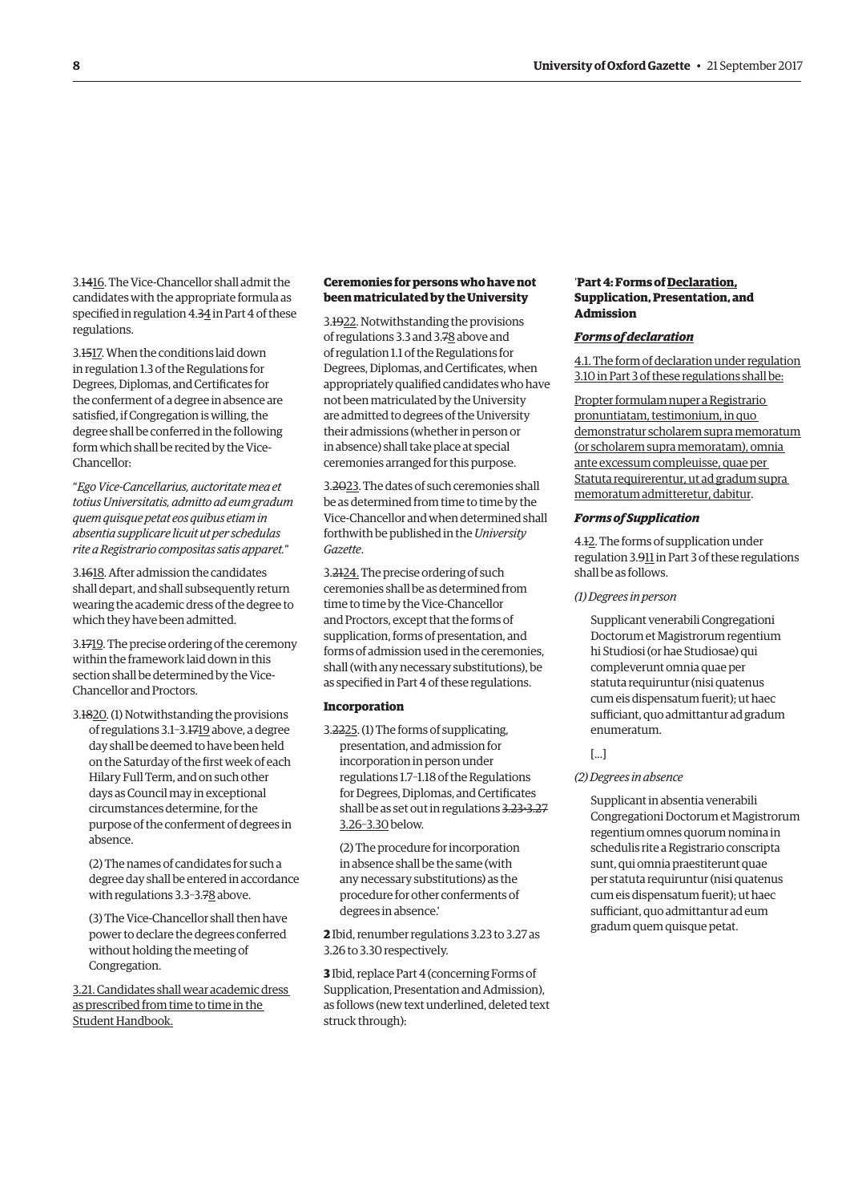3.~~14~~16. The Vice-Chancellor shall admit the candidates with the appropriate formula as specified in regulation 4.~~3~~4 in Part 4 of these regulations.

3.~~15~~17. When the conditions laid down in regulation 1.3 of the Regulations for Degrees, Diplomas, and Certificates for the conferment of a degree in absence are satisfied, if Congregation is willing, the degree shall be conferred in the following form which shall be recited by the Vice-Chancellor:

"*Ego Vice-Cancellarius, auctoritate mea et totius Universitatis, admitto ad eum gradum quem quisque petat eos quibus etiam in absentia supplicare licuit ut per schedulas rite a Registrario compositas satis apparet.*"

3.~~16~~18. After admission the candidates shall depart, and shall subsequently return wearing the academic dress of the degree to which they have been admitted.

3.~~17~~19. The precise ordering of the ceremony within the framework laid down in this section shall be determined by the Vice-Chancellor and Proctors.

3.~~18~~20. (1) Notwithstanding the provisions of regulations 3.1–3.~~17~~19 above, a degree day shall be deemed to have been held on the Saturday of the first week of each Hilary Full Term, and on such other days as Council may in exceptional circumstances determine, for the purpose of the conferment of degrees in absence.

(2) The names of candidates for such a degree day shall be entered in accordance with regulations 3.3–3.~~7~~8 above.

(3) The Vice-Chancellor shall then have power to declare the degrees conferred without holding the meeting of Congregation.

3.21. Candidates shall wear academic dress as prescribed from time to time in the Student Handbook.

**Ceremonies for persons who have not been matriculated by the University**

3.~~19~~22. Notwithstanding the provisions of regulations 3.3 and 3.~~7~~8 above and of regulation 1.1 of the Regulations for Degrees, Diplomas, and Certificates, when appropriately qualified candidates who have not been matriculated by the University are admitted to degrees of the University their admissions (whether in person or in absence) shall take place at special ceremonies arranged for this purpose.

3.~~20~~23. The dates of such ceremonies shall be as determined from time to time by the Vice-Chancellor and when determined shall forthwith be published in the *University Gazette*.

3.~~21~~24. The precise ordering of such ceremonies shall be as determined from time to time by the Vice-Chancellor and Proctors, except that the forms of supplication, forms of presentation, and forms of admission used in the ceremonies, shall (with any necessary substitutions), be as specified in Part 4 of these regulations.

**Incorporation**

3.~~22~~25. (1) The forms of supplicating, presentation, and admission for incorporation in person under regulations 1.7–1.18 of the Regulations for Degrees, Diplomas, and Certificates shall be as set out in regulations ~~3.23–3.27~~ 3.26–3.30 below.

(2) The procedure for incorporation in absence shall be the same (with any necessary substitutions) as the procedure for other conferments of degrees in absence.'

**2** Ibid, renumber regulations 3.23 to 3.27 as 3.26 to 3.30 respectively.

**3** Ibid, replace Part 4 (concerning Forms of Supplication, Presentation and Admission), as follows (new text underlined, deleted text struck through):

'**Part 4: Forms of Declaration, Supplication, Presentation, and Admission**

***Forms of declaration***

4.1. The form of declaration under regulation 3.10 in Part 3 of these regulations shall be:

Propter formulam nuper a Registrario pronuntiatam, testimonium, in quo demonstratur scholarem supra memoratum (or scholarem supra memoratam), omnia ante excessum compleuisse, quae per Statuta requirerentur, ut ad gradum supra memoratum admitteretur, dabitur.

***Forms of Supplication***

4.~~1~~2. The forms of supplication under regulation 3.~~9~~11 in Part 3 of these regulations shall be as follows.

*(1) Degrees in person*

> Supplicant venerabili Congregationi Doctorum et Magistrorum regentium hi Studiosi (or hae Studiosae) qui compleverunt omnia quae per statuta requiruntur (nisi quatenus cum eis dispensatum fuerit); ut haec sufficiant, quo admittantur ad gradum enumeratum.
>
> [...]

*(2) Degrees in absence*

> Supplicant in absentia venerabili Congregationi Doctorum et Magistrorum regentium omnes quorum nomina in schedulis rite a Registrario conscripta sunt, qui omnia praestiterunt quae per statuta requiruntur (nisi quatenus cum eis dispensatum fuerit); ut haec sufficiant, quo admittantur ad eum gradum quem quisque petat.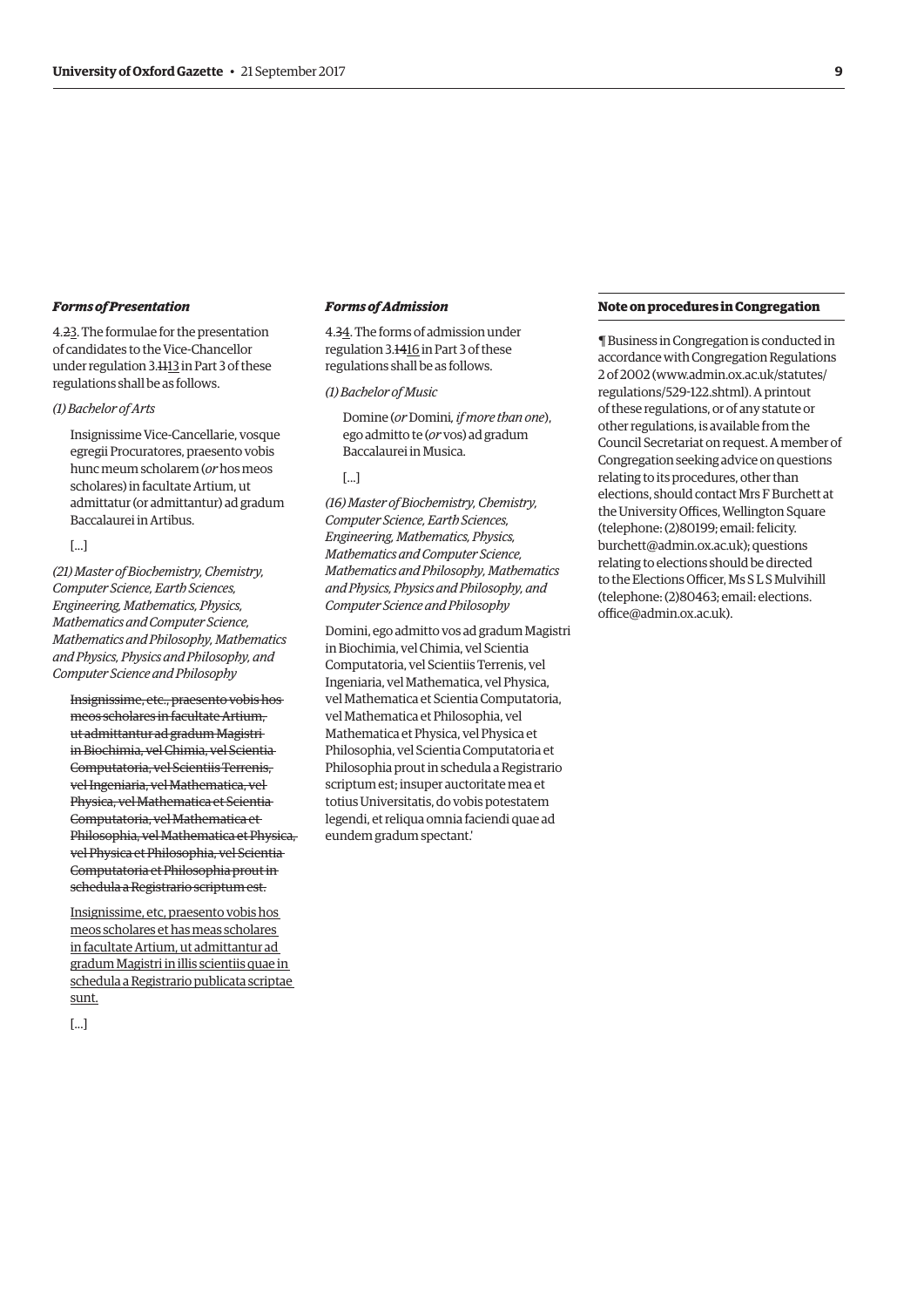### *Forms of Presentation*

4.~~2~~<u>3</u>. The formulae for the presentation of candidates to the Vice-Chancellor under regulation 3.~~11~~<u>13</u> in Part 3 of these regulations shall be as follows.

*(1) Bachelor of Arts*

> Insignissime Vice-Cancellarie, vosque egregii Procuratores, praesento vobis hunc meum scholarem (*or* hos meos scholares) in facultate Artium, ut admittatur (or admittantur) ad gradum Baccalaurei in Artibus.
>
> [...]

*(21) Master of Biochemistry, Chemistry, Computer Science, Earth Sciences, Engineering, Mathematics, Physics, Mathematics and Computer Science, Mathematics and Philosophy, Mathematics and Physics, Physics and Philosophy, and Computer Science and Philosophy*

> ~~Insignissime, etc., praesento vobis hos meos scholares in facultate Artium, ut admittantur ad gradum Magistri in Biochimia, vel Chimia, vel Scientia Computatoria, vel Scientiis Terrenis, vel Ingeniaria, vel Mathematica, vel Physica, vel Mathematica et Scientia Computatoria, vel Mathematica et Philosophia, vel Mathematica et Physica, vel Physica et Philosophia, vel Scientia Computatoria et Philosophia prout in schedula a Registrario scriptum est.~~
>
> <u>Insignissime, etc, praesento vobis hos meos scholares et has meas scholares in facultate Artium, ut admittantur ad gradum Magistri in illis scientiis quae in schedula a Registrario publicata scriptae sunt.</u>
>
> [...]

### *Forms of Admission*

4.~~3~~<u>4</u>. The forms of admission under regulation 3.~~14~~<u>16</u> in Part 3 of these regulations shall be as follows.

*(1) Bachelor of Music*

> Domine (*or* Domini, *if more than one*), ego admitto te (*or* vos) ad gradum Baccalaurei in Musica.
>
> [...]

*(16) Master of Biochemistry, Chemistry, Computer Science, Earth Sciences, Engineering, Mathematics, Physics, Mathematics and Computer Science, Mathematics and Philosophy, Mathematics and Physics, Physics and Philosophy, and Computer Science and Philosophy*

Domini, ego admitto vos ad gradum Magistri in Biochimia, vel Chimia, vel Scientia Computatoria, vel Scientiis Terrenis, vel Ingeniaria, vel Mathematica, vel Physica, vel Mathematica et Scientia Computatoria, vel Mathematica et Philosophia, vel Mathematica et Physica, vel Physica et Philosophia, vel Scientia Computatoria et Philosophia prout in schedula a Registrario scriptum est; insuper auctoritate mea et totius Universitatis, do vobis potestatem legendi, et reliqua omnia faciendi quae ad eundem gradum spectant.'

### Note on procedures in Congregation

¶ Business in Congregation is conducted in accordance with Congregation Regulations 2 of 2002 (www.admin.ox.ac.uk/statutes/regulations/529-122.shtml). A printout of these regulations, or of any statute or other regulations, is available from the Council Secretariat on request. A member of Congregation seeking advice on questions relating to its procedures, other than elections, should contact Mrs F Burchett at the University Offices, Wellington Square (telephone: (2)80199; email: felicity.burchett@admin.ox.ac.uk); questions relating to elections should be directed to the Elections Officer, Ms S L S Mulvihill (telephone: (2)80463; email: elections.office@admin.ox.ac.uk).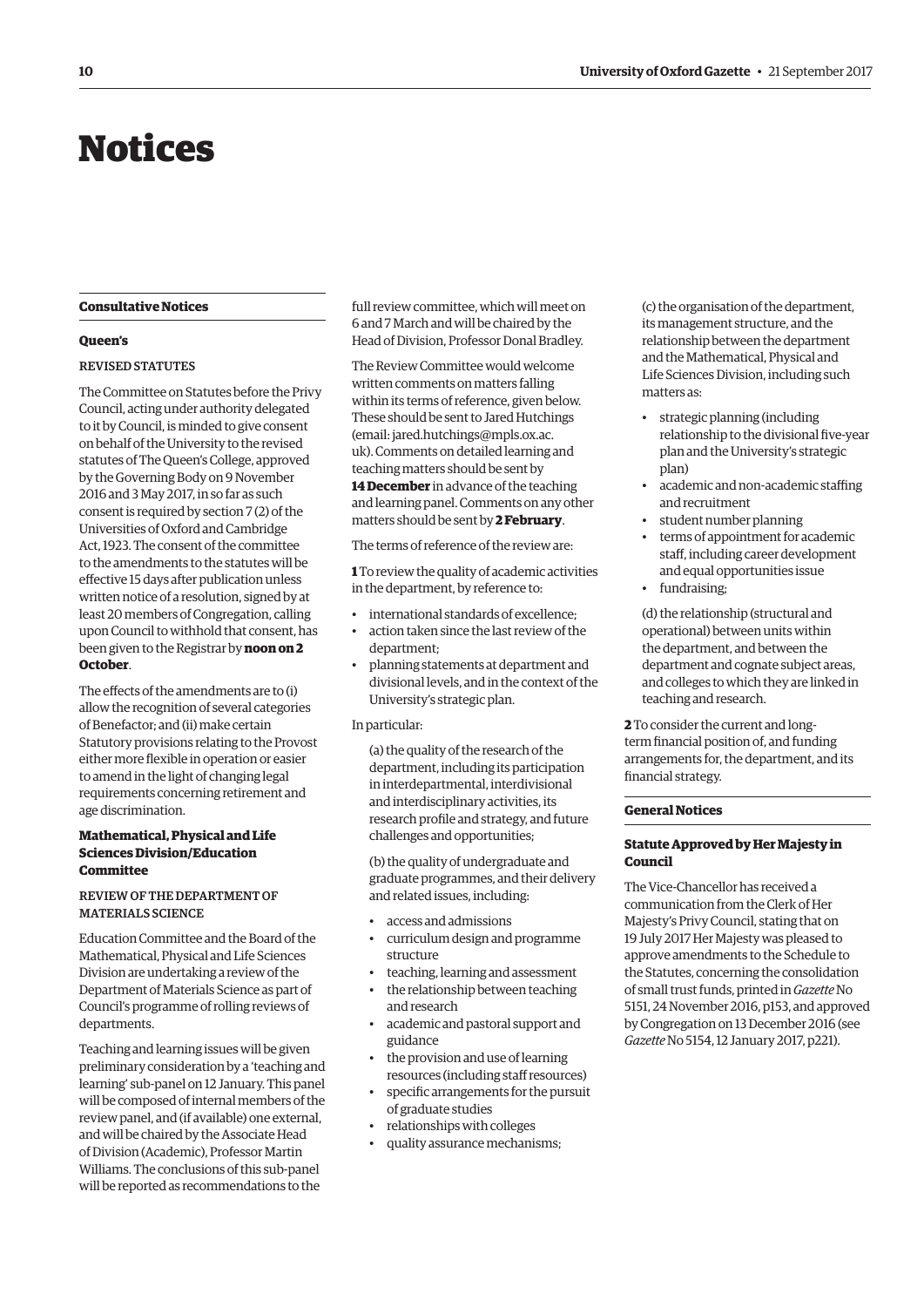# Notices

## Consultative Notices

### Queen's

REVISED STATUTES

The Committee on Statutes before the Privy Council, acting under authority delegated to it by Council, is minded to give consent on behalf of the University to the revised statutes of The Queen's College, approved by the Governing Body on 9 November 2016 and 3 May 2017, in so far as such consent is required by section 7 (2) of the Universities of Oxford and Cambridge Act, 1923. The consent of the committee to the amendments to the statutes will be effective 15 days after publication unless written notice of a resolution, signed by at least 20 members of Congregation, calling upon Council to withhold that consent, has been given to the Registrar by **noon on 2 October**.

The effects of the amendments are to (i) allow the recognition of several categories of Benefactor; and (ii) make certain Statutory provisions relating to the Provost either more flexible in operation or easier to amend in the light of changing legal requirements concerning retirement and age discrimination.

### Mathematical, Physical and Life Sciences Division/Education Committee

REVIEW OF THE DEPARTMENT OF MATERIALS SCIENCE

Education Committee and the Board of the Mathematical, Physical and Life Sciences Division are undertaking a review of the Department of Materials Science as part of Council's programme of rolling reviews of departments.

Teaching and learning issues will be given preliminary consideration by a 'teaching and learning' sub-panel on 12 January. This panel will be composed of internal members of the review panel, and (if available) one external, and will be chaired by the Associate Head of Division (Academic), Professor Martin Williams. The conclusions of this sub-panel will be reported as recommendations to the full review committee, which will meet on 6 and 7 March and will be chaired by the Head of Division, Professor Donal Bradley.

The Review Committee would welcome written comments on matters falling within its terms of reference, given below. These should be sent to Jared Hutchings (email: jared.hutchings@mpls.ox.ac.uk). Comments on detailed learning and teaching matters should be sent by **14 December** in advance of the teaching and learning panel. Comments on any other matters should be sent by **2 February**.

The terms of reference of the review are:

**1** To review the quality of academic activities in the department, by reference to:

- international standards of excellence;
- action taken since the last review of the department;
- planning statements at department and divisional levels, and in the context of the University's strategic plan.

In particular:

(a) the quality of the research of the department, including its participation in interdepartmental, interdivisional and interdisciplinary activities, its research profile and strategy, and future challenges and opportunities;

(b) the quality of undergraduate and graduate programmes, and their delivery and related issues, including:

- access and admissions
- curriculum design and programme structure
- teaching, learning and assessment
- the relationship between teaching and research
- academic and pastoral support and guidance
- the provision and use of learning resources (including staff resources)
- specific arrangements for the pursuit of graduate studies
- relationships with colleges
- quality assurance mechanisms;

(c) the organisation of the department, its management structure, and the relationship between the department and the Mathematical, Physical and Life Sciences Division, including such matters as:

- strategic planning (including relationship to the divisional five-year plan and the University's strategic plan)
- academic and non-academic staffing and recruitment
- student number planning
- terms of appointment for academic staff, including career development and equal opportunities issue
- fundraising;

(d) the relationship (structural and operational) between units within the department, and between the department and cognate subject areas, and colleges to which they are linked in teaching and research.

**2** To consider the current and long-term financial position of, and funding arrangements for, the department, and its financial strategy.

## General Notices

### Statute Approved by Her Majesty in Council

The Vice-Chancellor has received a communication from the Clerk of Her Majesty's Privy Council, stating that on 19 July 2017 Her Majesty was pleased to approve amendments to the Schedule to the Statutes, concerning the consolidation of small trust funds, printed in *Gazette* No 5151, 24 November 2016, p153, and approved by Congregation on 13 December 2016 (see *Gazette* No 5154, 12 January 2017, p221).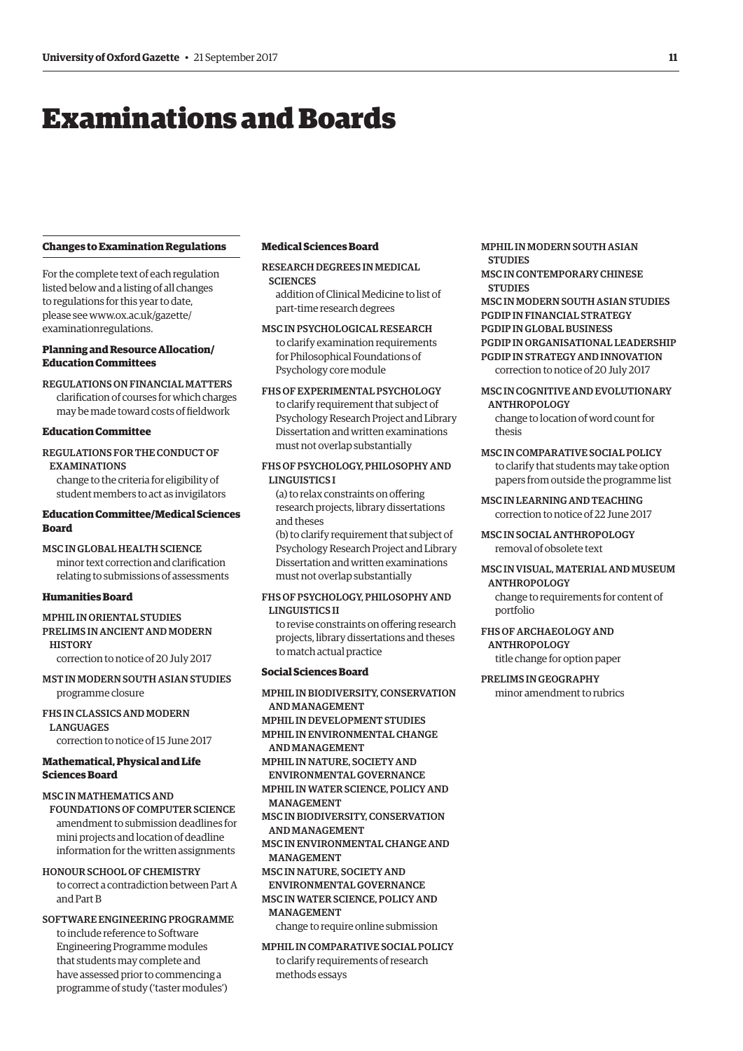# Examinations and Boards

### Changes to Examination Regulations

For the complete text of each regulation listed below and a listing of all changes to regulations for this year to date, please see www.ox.ac.uk/gazette/examinationregulations.

#### Planning and Resource Allocation/Education Committees

REGULATIONS ON FINANCIAL MATTERS
clarification of courses for which charges may be made toward costs of fieldwork

#### Education Committee

REGULATIONS FOR THE CONDUCT OF EXAMINATIONS
change to the criteria for eligibility of student members to act as invigilators

#### Education Committee/Medical Sciences Board

MSC IN GLOBAL HEALTH SCIENCE
minor text correction and clarification relating to submissions of assessments

#### Humanities Board

MPHIL IN ORIENTAL STUDIES
PRELIMS IN ANCIENT AND MODERN HISTORY
correction to notice of 20 July 2017

MST IN MODERN SOUTH ASIAN STUDIES
programme closure

FHS IN CLASSICS AND MODERN LANGUAGES
correction to notice of 15 June 2017

#### Mathematical, Physical and Life Sciences Board

MSC IN MATHEMATICS AND FOUNDATIONS OF COMPUTER SCIENCE
amendment to submission deadlines for mini projects and location of deadline information for the written assignments

HONOUR SCHOOL OF CHEMISTRY
to correct a contradiction between Part A and Part B

SOFTWARE ENGINEERING PROGRAMME
to include reference to Software Engineering Programme modules that students may complete and have assessed prior to commencing a programme of study ('taster modules')

#### Medical Sciences Board

RESEARCH DEGREES IN MEDICAL SCIENCES
addition of Clinical Medicine to list of part-time research degrees

MSC IN PSYCHOLOGICAL RESEARCH
to clarify examination requirements for Philosophical Foundations of Psychology core module

FHS OF EXPERIMENTAL PSYCHOLOGY
to clarify requirement that subject of Psychology Research Project and Library Dissertation and written examinations must not overlap substantially

FHS OF PSYCHOLOGY, PHILOSOPHY AND LINGUISTICS I
(a) to relax constraints on offering research projects, library dissertations and theses
(b) to clarify requirement that subject of Psychology Research Project and Library Dissertation and written examinations must not overlap substantially

FHS OF PSYCHOLOGY, PHILOSOPHY AND LINGUISTICS II
to revise constraints on offering research projects, library dissertations and theses to match actual practice

#### Social Sciences Board

MPHIL IN BIODIVERSITY, CONSERVATION AND MANAGEMENT
MPHIL IN DEVELOPMENT STUDIES
MPHIL IN ENVIRONMENTAL CHANGE AND MANAGEMENT
MPHIL IN NATURE, SOCIETY AND ENVIRONMENTAL GOVERNANCE
MPHIL IN WATER SCIENCE, POLICY AND MANAGEMENT
MSC IN BIODIVERSITY, CONSERVATION AND MANAGEMENT
MSC IN ENVIRONMENTAL CHANGE AND MANAGEMENT
MSC IN NATURE, SOCIETY AND ENVIRONMENTAL GOVERNANCE
MSC IN WATER SCIENCE, POLICY AND MANAGEMENT
change to require online submission

MPHIL IN COMPARATIVE SOCIAL POLICY
to clarify requirements of research methods essays

MPHIL IN MODERN SOUTH ASIAN STUDIES
MSC IN CONTEMPORARY CHINESE STUDIES
MSC IN MODERN SOUTH ASIAN STUDIES
PGDIP IN FINANCIAL STRATEGY
PGDIP IN GLOBAL BUSINESS
PGDIP IN ORGANISATIONAL LEADERSHIP
PGDIP IN STRATEGY AND INNOVATION
correction to notice of 20 July 2017

MSC IN COGNITIVE AND EVOLUTIONARY ANTHROPOLOGY
change to location of word count for thesis

MSC IN COMPARATIVE SOCIAL POLICY
to clarify that students may take option papers from outside the programme list

MSC IN LEARNING AND TEACHING
correction to notice of 22 June 2017

MSC IN SOCIAL ANTHROPOLOGY
removal of obsolete text

MSC IN VISUAL, MATERIAL AND MUSEUM ANTHROPOLOGY
change to requirements for content of portfolio

FHS OF ARCHAEOLOGY AND ANTHROPOLOGY
title change for option paper

PRELIMS IN GEOGRAPHY
minor amendment to rubrics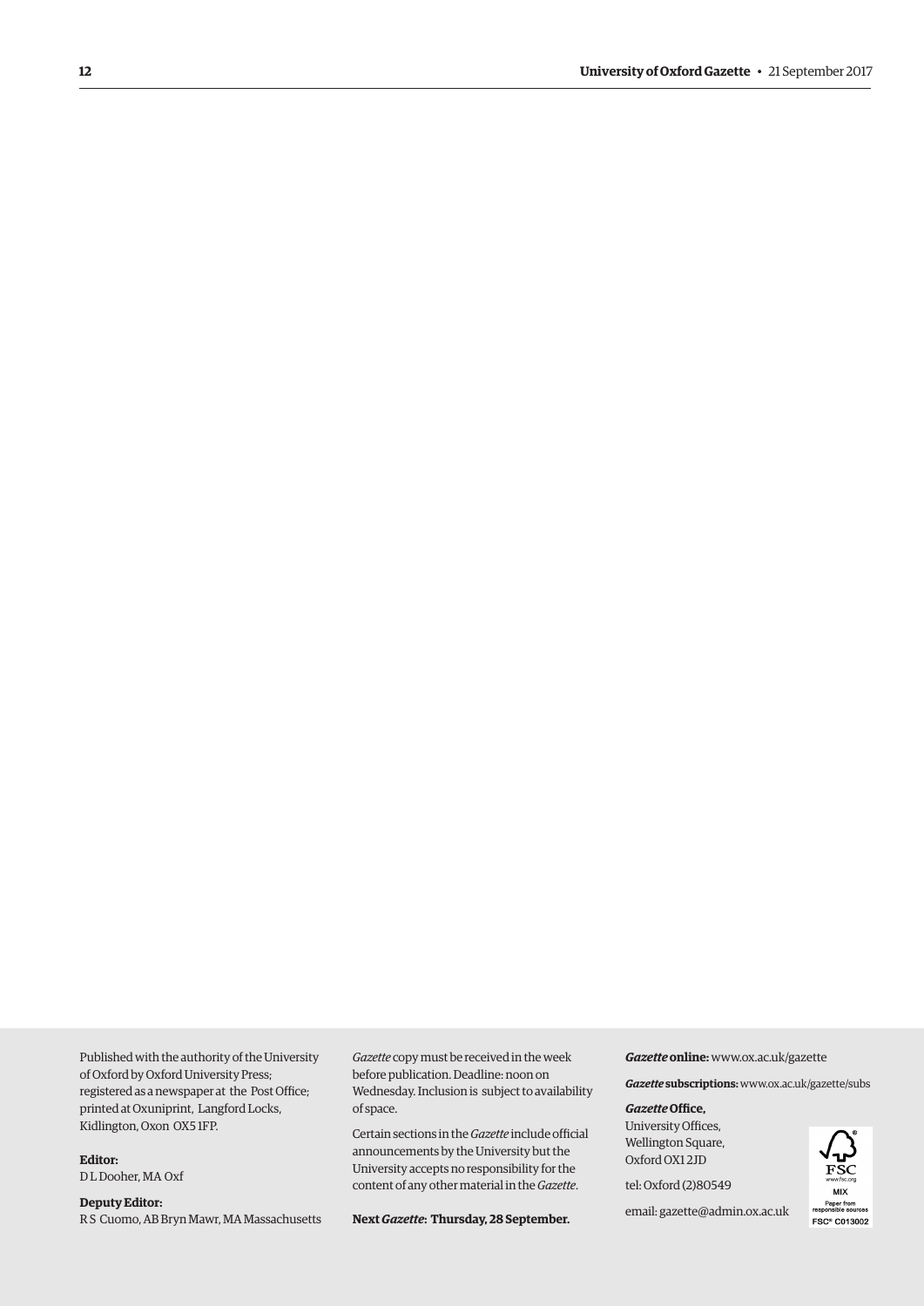Published with the authority of the University of Oxford by Oxford University Press; registered as a newspaper at the Post Office; printed at Oxuniprint, Langford Locks, Kidlington, Oxon OX5 1FP.

**Editor:**
D L Dooher, MA Oxf

**Deputy Editor:**
R S Cuomo, AB Bryn Mawr, MA Massachusetts

*Gazette* copy must be received in the week before publication. Deadline: noon on Wednesday. Inclusion is subject to availability of space.

Certain sections in the *Gazette* include official announcements by the University but the University accepts no responsibility for the content of any other material in the *Gazette*.

**Next *Gazette*: Thursday, 28 September.**

***Gazette* online:** www.ox.ac.uk/gazette

***Gazette* subscriptions:** www.ox.ac.uk/gazette/subs

***Gazette* Office,**
University Offices,
Wellington Square,
Oxford OX1 2JD

tel: Oxford (2)80549

email: gazette@admin.ox.ac.uk

FSC
www.fsc.org
MIX
Paper from responsible sources
FSC® C013002